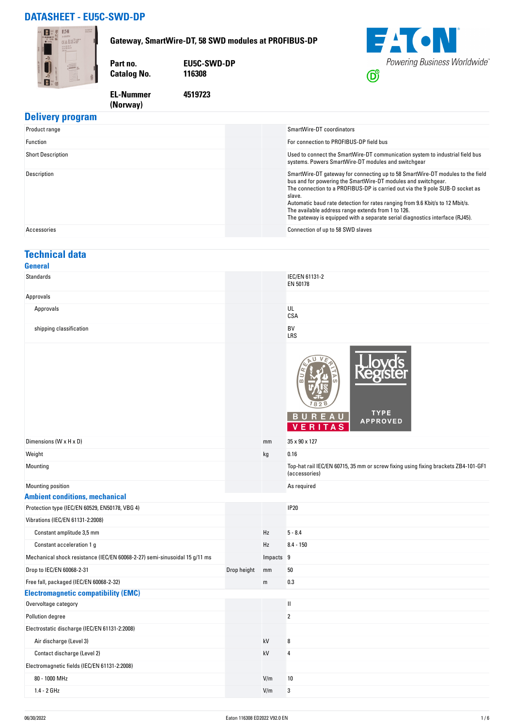# DATASHEET - EU5C-SWD-DP

**Gateway, SmartWire-DT, 58 SWD modules at PROFIBUS-DP**

| | |
|---|---|
| **Part no.** | **EU5C-SWD-DP** |
| **Catalog No.** | **116308** |
| **EL-Nummer (Norway)** | **4519723** |

## Delivery program

| | | | |
|---|---|---|---|
| Product range | | | SmartWire-DT coordinators |
| Function | | | For connection to PROFIBUS-DP field bus |
| Short Description | | | Used to connect the SmartWire-DT communication system to industrial field bus systems. Powers SmartWire-DT modules and switchgear |
| Description | | | SmartWire-DT gateway for connecting up to 58 SmartWire-DT modules to the field bus and for powering the SmartWire-DT modules and switchgear.<br>The connection to a PROFIBUS-DP is carried out via the 9 pole SUB-D socket as slave.<br>Automatic baud rate detection for rates ranging from 9.6 Kbit/s to 12 Mbit/s.<br>The available address range extends from 1 to 126.<br>The gateway is equipped with a separate serial diagnostics interface (RJ45). |
| Accessories | | | Connection of up to 58 SWD slaves |

## Technical data

### General

| | | | |
|---|---|---|---|
| Standards | | | IEC/EN 61131-2<br>EN 50178 |
| Approvals | | | |
| Approvals | | | UL<br>CSA |
| shipping classification | | | BV<br>LRS |
| Dimensions (W x H x D) | | mm | 35 x 90 x 127 |
| Weight | | kg | 0.16 |
| Mounting | | | Top-hat rail IEC/EN 60715, 35 mm or screw fixing using fixing brackets ZB4-101-GF1 (accessories) |
| Mounting position | | | As required |

### Ambient conditions, mechanical

| | | | |
|---|---|---|---|
| Protection type (IEC/EN 60529, EN50178, VBG 4) | | | IP20 |
| Vibrations (IEC/EN 61131-2:2008) | | | |
| Constant amplitude 3,5 mm | | Hz | 5 - 8.4 |
| Constant acceleration 1 g | | Hz | 8.4 - 150 |
| Mechanical shock resistance (IEC/EN 60068-2-27) semi-sinusoidal 15 g/11 ms | | Impacts | 9 |
| Drop to IEC/EN 60068-2-31 | Drop height | mm | 50 |
| Free fall, packaged (IEC/EN 60068-2-32) | | m | 0.3 |

### Electromagnetic compatibility (EMC)

| | | | |
|---|---|---|---|
| Overvoltage category | | | II |
| Pollution degree | | | 2 |
| Electrostatic discharge (IEC/EN 61131-2:2008) | | | |
| Air discharge (Level 3) | | kV | 8 |
| Contact discharge (Level 2) | | kV | 4 |
| Electromagnetic fields (IEC/EN 61131-2:2008) | | | |
| 80 - 1000 MHz | | V/m | 10 |
| 1.4 - 2 GHz | | V/m | 3 |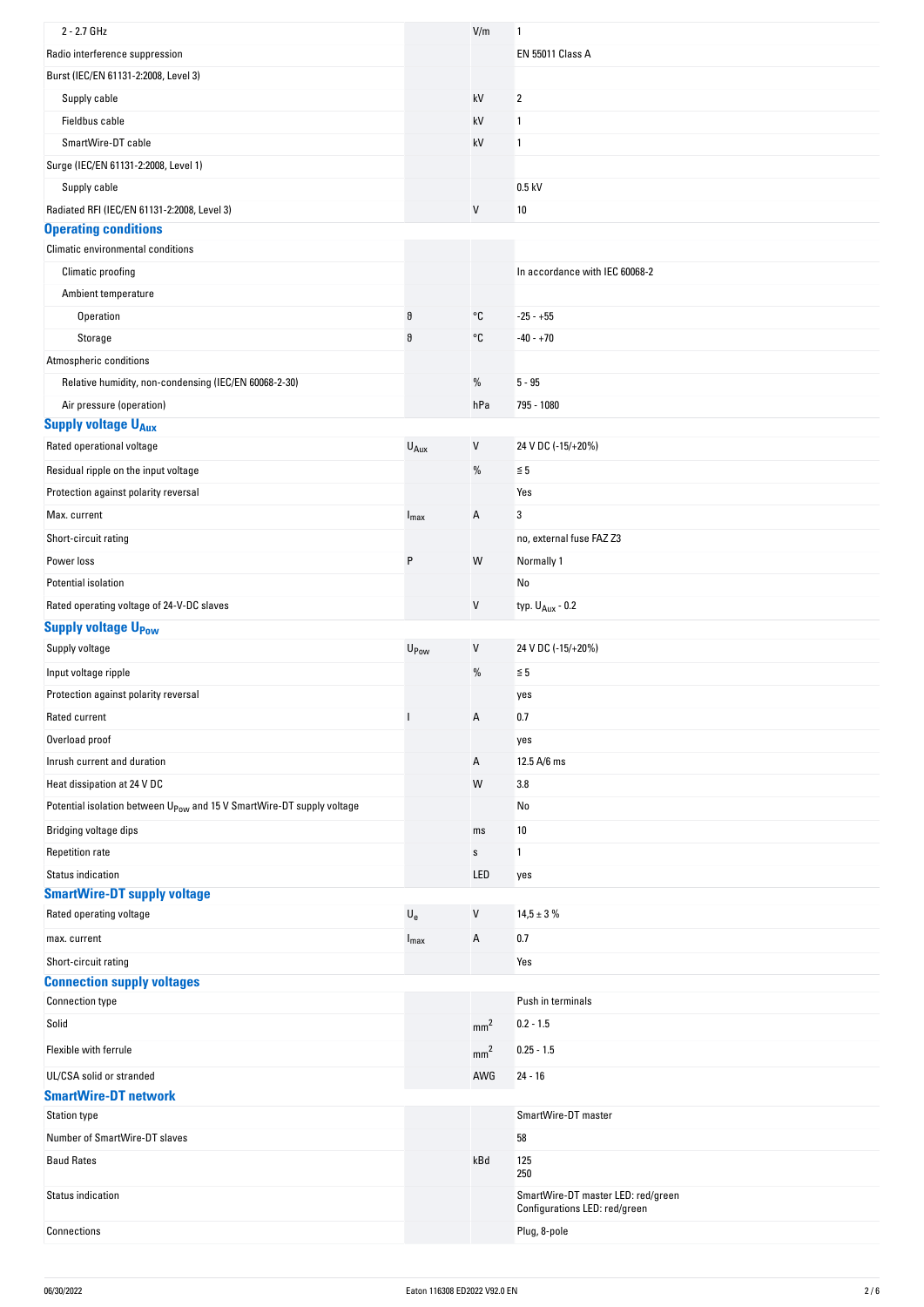| | | | |
|---|---|---|---|
| 2 - 2.7 GHz | | V/m | 1 |
| Radio interference suppression | | | EN 55011 Class A |
| Burst (IEC/EN 61131-2:2008, Level 3) | | | |
| Supply cable | | kV | 2 |
| Fieldbus cable | | kV | 1 |
| SmartWire-DT cable | | kV | 1 |
| Surge (IEC/EN 61131-2:2008, Level 1) | | | |
| Supply cable | | | 0.5 kV |
| Radiated RFI (IEC/EN 61131-2:2008, Level 3) | | V | 10 |

## Operating conditions

| | | | |
|---|---|---|---|
| Climatic environmental conditions | | | |
| Climatic proofing | | | In accordance with IEC 60068-2 |
| Ambient temperature | | | |
| Operation | ϑ | °C | -25 - +55 |
| Storage | ϑ | °C | -40 - +70 |
| Atmospheric conditions | | | |
| Relative humidity, non-condensing (IEC/EN 60068-2-30) | | % | 5 - 95 |
| Air pressure (operation) | | hPa | 795 - 1080 |

## Supply voltage $U_{Aux}$

| | | | |
|---|---|---|---|
| Rated operational voltage | $U_{Aux}$ | V | 24 V DC (-15/+20%) |
| Residual ripple on the input voltage | | % | ≦ 5 |
| Protection against polarity reversal | | | Yes |
| Max. current | $I_{max}$ | A | 3 |
| Short-circuit rating | | | no, external fuse FAZ Z3 |
| Power loss | P | W | Normally 1 |
| Potential isolation | | | No |
| Rated operating voltage of 24-V-DC slaves | | V | typ. $U_{Aux}$ - 0.2 |

## Supply voltage $U_{Pow}$

| | | | |
|---|---|---|---|
| Supply voltage | $U_{Pow}$ | V | 24 V DC (-15/+20%) |
| Input voltage ripple | | % | ≦ 5 |
| Protection against polarity reversal | | | yes |
| Rated current | I | A | 0.7 |
| Overload proof | | | yes |
| Inrush current and duration | | A | 12.5 A/6 ms |
| Heat dissipation at 24 V DC | | W | 3.8 |
| Potential isolation between $U_{Pow}$ and 15 V SmartWire-DT supply voltage | | | No |
| Bridging voltage dips | | ms | 10 |
| Repetition rate | | s | 1 |
| Status indication | | LED | yes |

## SmartWire-DT supply voltage

| | | | |
|---|---|---|---|
| Rated operating voltage | $U_e$ | V | 14,5 ± 3 % |
| max. current | $I_{max}$ | A | 0.7 |
| Short-circuit rating | | | Yes |

## Connection supply voltages

| | | | |
|---|---|---|---|
| Connection type | | | Push in terminals |
| Solid | | $mm^2$ | 0.2 - 1.5 |
| Flexible with ferrule | | $mm^2$ | 0.25 - 1.5 |
| UL/CSA solid or stranded | | AWG | 24 - 16 |

## SmartWire-DT network

| | | | |
|---|---|---|---|
| Station type | | | SmartWire-DT master |
| Number of SmartWire-DT slaves | | | 58 |
| Baud Rates | | kBd | 125<br>250 |
| Status indication | | | SmartWire-DT master LED: red/green<br>Configurations LED: red/green |
| Connections | | | Plug, 8-pole |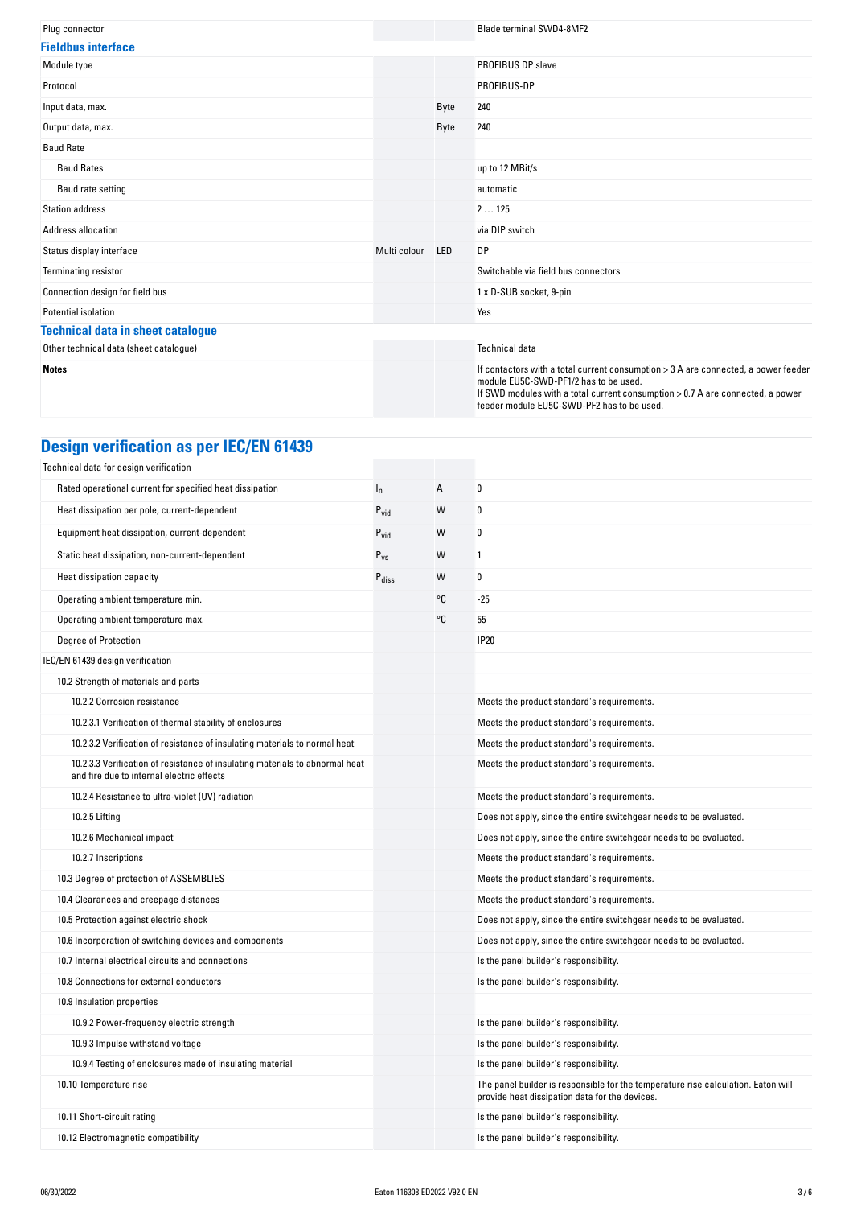| | | | |
|---|---|---|---|
| Plug connector | | | Blade terminal SWD4-8MF2 |

### Fieldbus interface

| | | | |
|---|---|---|---|
| Module type | | | PROFIBUS DP slave |
| Protocol | | | PROFIBUS-DP |
| Input data, max. | | Byte | 240 |
| Output data, max. | | Byte | 240 |
| Baud Rate | | | |
| Baud Rates | | | up to 12 MBit/s |
| Baud rate setting | | | automatic |
| Station address | | | 2 … 125 |
| Address allocation | | | via DIP switch |
| Status display interface | Multi colour | LED | DP |
| Terminating resistor | | | Switchable via field bus connectors |
| Connection design for field bus | | | 1 x D-SUB socket, 9-pin |
| Potential isolation | | | Yes |

### Technical data in sheet catalogue

| | | | |
|---|---|---|---|
| Other technical data (sheet catalogue) | | | Technical data |
| **Notes** | | | If contactors with a total current consumption > 3 A are connected, a power feeder module EU5C-SWD-PF1/2 has to be used.<br>If SWD modules with a total current consumption > 0.7 A are connected, a power feeder module EU5C-SWD-PF2 has to be used. |

## Design verification as per IEC/EN 61439

| | | | |
|---|---|---|---|
| Technical data for design verification | | | |
| Rated operational current for specified heat dissipation | $I_n$ | A | 0 |
| Heat dissipation per pole, current-dependent | $P_{vid}$ | W | 0 |
| Equipment heat dissipation, current-dependent | $P_{vid}$ | W | 0 |
| Static heat dissipation, non-current-dependent | $P_{vs}$ | W | 1 |
| Heat dissipation capacity | $P_{diss}$ | W | 0 |
| Operating ambient temperature min. | | °C | -25 |
| Operating ambient temperature max. | | °C | 55 |
| Degree of Protection | | | IP20 |
| IEC/EN 61439 design verification | | | |
| 10.2 Strength of materials and parts | | | |
| 10.2.2 Corrosion resistance | | | Meets the product standard's requirements. |
| 10.2.3.1 Verification of thermal stability of enclosures | | | Meets the product standard's requirements. |
| 10.2.3.2 Verification of resistance of insulating materials to normal heat | | | Meets the product standard's requirements. |
| 10.2.3.3 Verification of resistance of insulating materials to abnormal heat and fire due to internal electric effects | | | Meets the product standard's requirements. |
| 10.2.4 Resistance to ultra-violet (UV) radiation | | | Meets the product standard's requirements. |
| 10.2.5 Lifting | | | Does not apply, since the entire switchgear needs to be evaluated. |
| 10.2.6 Mechanical impact | | | Does not apply, since the entire switchgear needs to be evaluated. |
| 10.2.7 Inscriptions | | | Meets the product standard's requirements. |
| 10.3 Degree of protection of ASSEMBLIES | | | Meets the product standard's requirements. |
| 10.4 Clearances and creepage distances | | | Meets the product standard's requirements. |
| 10.5 Protection against electric shock | | | Does not apply, since the entire switchgear needs to be evaluated. |
| 10.6 Incorporation of switching devices and components | | | Does not apply, since the entire switchgear needs to be evaluated. |
| 10.7 Internal electrical circuits and connections | | | Is the panel builder's responsibility. |
| 10.8 Connections for external conductors | | | Is the panel builder's responsibility. |
| 10.9 Insulation properties | | | |
| 10.9.2 Power-frequency electric strength | | | Is the panel builder's responsibility. |
| 10.9.3 Impulse withstand voltage | | | Is the panel builder's responsibility. |
| 10.9.4 Testing of enclosures made of insulating material | | | Is the panel builder's responsibility. |
| 10.10 Temperature rise | | | The panel builder is responsible for the temperature rise calculation. Eaton will provide heat dissipation data for the devices. |
| 10.11 Short-circuit rating | | | Is the panel builder's responsibility. |
| 10.12 Electromagnetic compatibility | | | Is the panel builder's responsibility. |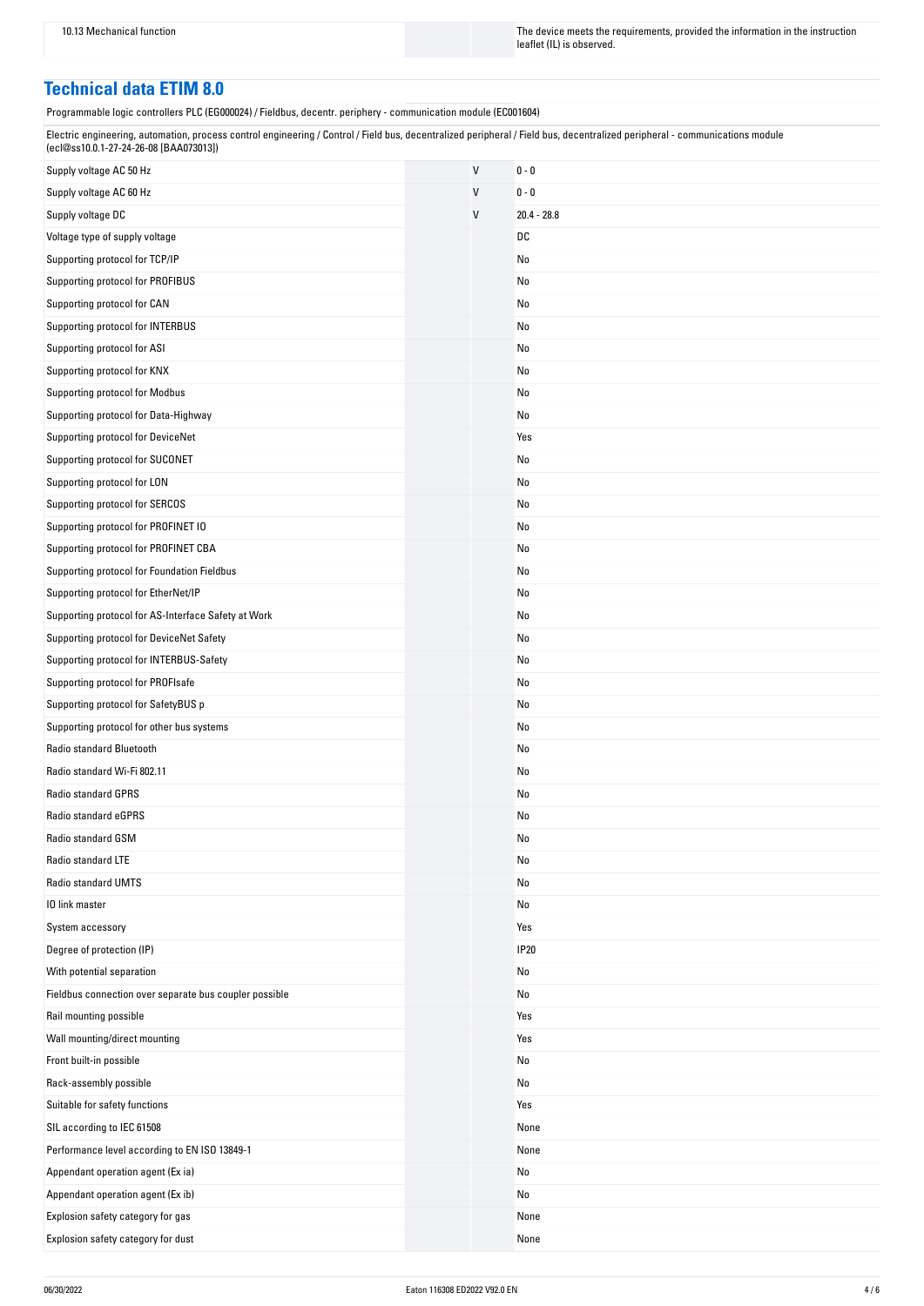| 10.13 Mechanical function | | The device meets the requirements, provided the information in the instruction leaflet (IL) is observed. |
|---|---|---|

## Technical data ETIM 8.0

Programmable logic controllers PLC (EG000024) / Fieldbus, decentr. periphery - communication module (EC001604)

Electric engineering, automation, process control engineering / Control / Field bus, decentralized peripheral / Field bus, decentralized peripheral - communications module (ecl@ss10.0.1-27-24-26-08 [BAA073013])

| | | |
|---|---|---|
| Supply voltage AC 50 Hz | V | 0 - 0 |
| Supply voltage AC 60 Hz | V | 0 - 0 |
| Supply voltage DC | V | 20.4 - 28.8 |
| Voltage type of supply voltage | | DC |
| Supporting protocol for TCP/IP | | No |
| Supporting protocol for PROFIBUS | | No |
| Supporting protocol for CAN | | No |
| Supporting protocol for INTERBUS | | No |
| Supporting protocol for ASI | | No |
| Supporting protocol for KNX | | No |
| Supporting protocol for Modbus | | No |
| Supporting protocol for Data-Highway | | No |
| Supporting protocol for DeviceNet | | Yes |
| Supporting protocol for SUCONET | | No |
| Supporting protocol for LON | | No |
| Supporting protocol for SERCOS | | No |
| Supporting protocol for PROFINET IO | | No |
| Supporting protocol for PROFINET CBA | | No |
| Supporting protocol for Foundation Fieldbus | | No |
| Supporting protocol for EtherNet/IP | | No |
| Supporting protocol for AS-Interface Safety at Work | | No |
| Supporting protocol for DeviceNet Safety | | No |
| Supporting protocol for INTERBUS-Safety | | No |
| Supporting protocol for PROFIsafe | | No |
| Supporting protocol for SafetyBUS p | | No |
| Supporting protocol for other bus systems | | No |
| Radio standard Bluetooth | | No |
| Radio standard Wi-Fi 802.11 | | No |
| Radio standard GPRS | | No |
| Radio standard eGPRS | | No |
| Radio standard GSM | | No |
| Radio standard LTE | | No |
| Radio standard UMTS | | No |
| IO link master | | No |
| System accessory | | Yes |
| Degree of protection (IP) | | IP20 |
| With potential separation | | No |
| Fieldbus connection over separate bus coupler possible | | No |
| Rail mounting possible | | Yes |
| Wall mounting/direct mounting | | Yes |
| Front built-in possible | | No |
| Rack-assembly possible | | No |
| Suitable for safety functions | | Yes |
| SIL according to IEC 61508 | | None |
| Performance level according to EN ISO 13849-1 | | None |
| Appendant operation agent (Ex ia) | | No |
| Appendant operation agent (Ex ib) | | No |
| Explosion safety category for gas | | None |
| Explosion safety category for dust | | None |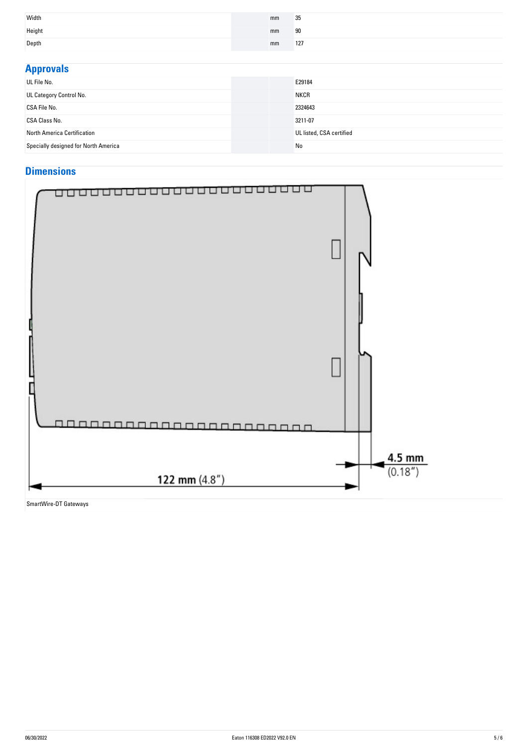| | | |
|---|---|---|
| Width | mm | 35 |
| Height | mm | 90 |
| Depth | mm | 127 |

## Approvals

| | | |
|---|---|---|
| UL File No. | | E29184 |
| UL Category Control No. | | NKCR |
| CSA File No. | | 2324643 |
| CSA Class No. | | 3211-07 |
| North America Certification | | UL listed, CSA certified |
| Specially designed for North America | | No |

## Dimensions

122 mm (4.8")

4.5 mm (0.18")

SmartWire-DT Gateways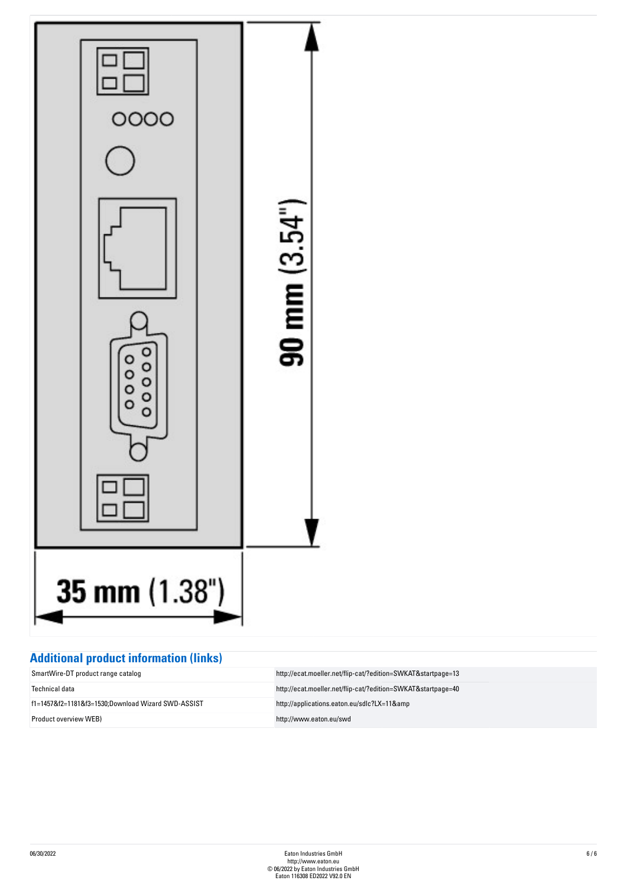90 mm (3.54")

35 mm (1.38")

## Additional product information (links)

| | |
|---|---|
| SmartWire-DT product range catalog | http://ecat.moeller.net/flip-cat/?edition=SWKAT&startpage=13 |
| Technical data | http://ecat.moeller.net/flip-cat/?edition=SWKAT&startpage=40 |
| f1=1457&f2=1181&f3=1530;Download Wizard SWD-ASSIST | http://applications.eaton.eu/sdlc?LX=11&amp |
| Product overview WEB) | http://www.eaton.eu/swd |